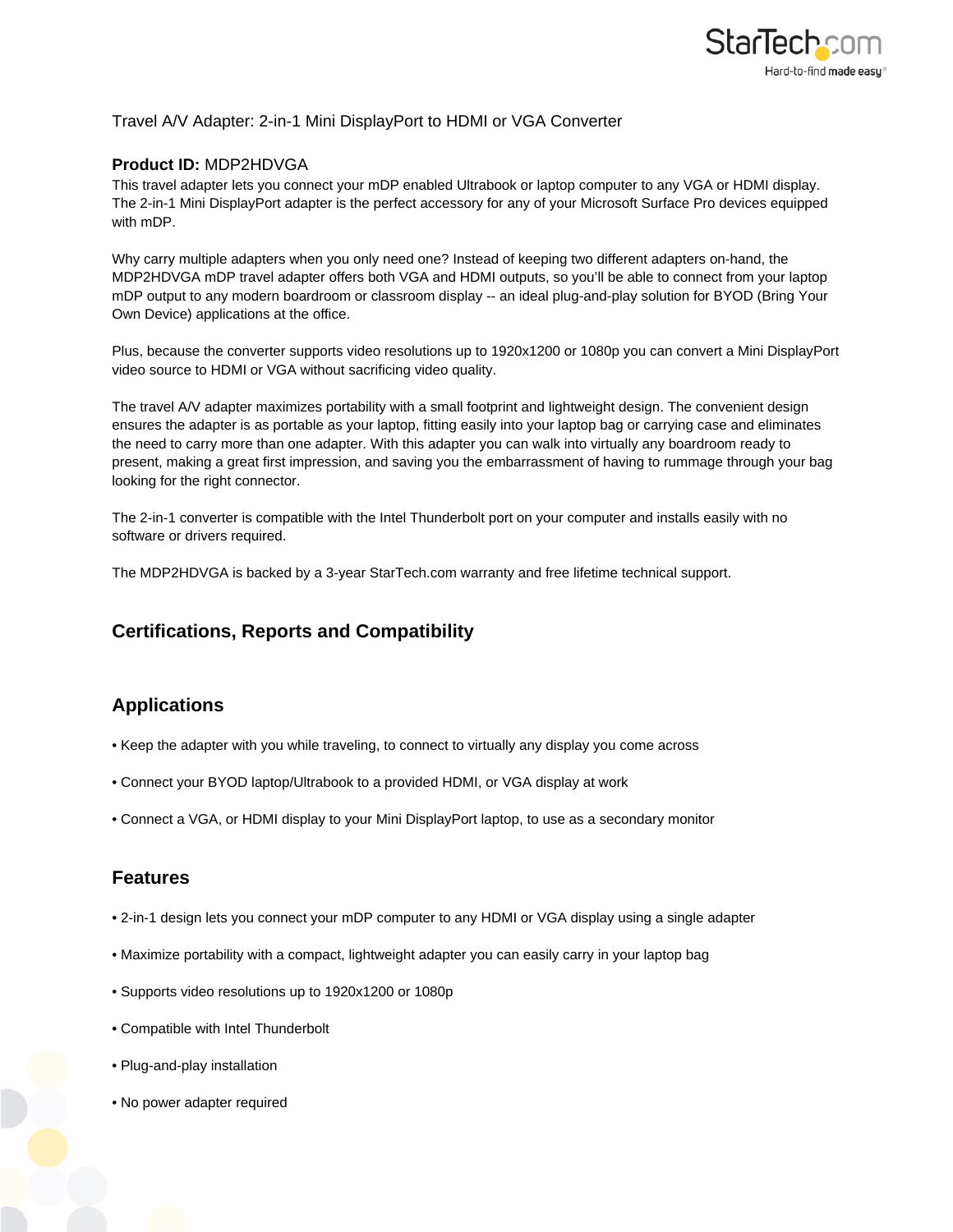Travel A/V Adapter: 2-in-1 Mini DisplayPort to HDMI or VGA Converter

**Product ID:** MDP2HDVGA

This travel adapter lets you connect your mDP enabled Ultrabook or laptop computer to any VGA or HDMI display. The 2-in-1 Mini DisplayPort adapter is the perfect accessory for any of your Microsoft Surface Pro devices equipped with mDP.

Why carry multiple adapters when you only need one? Instead of keeping two different adapters on-hand, the MDP2HDVGA mDP travel adapter offers both VGA and HDMI outputs, so you'll be able to connect from your laptop mDP output to any modern boardroom or classroom display -- an ideal plug-and-play solution for BYOD (Bring Your Own Device) applications at the office.

Plus, because the converter supports video resolutions up to 1920x1200 or 1080p you can convert a Mini DisplayPort video source to HDMI or VGA without sacrificing video quality.

The travel A/V adapter maximizes portability with a small footprint and lightweight design. The convenient design ensures the adapter is as portable as your laptop, fitting easily into your laptop bag or carrying case and eliminates the need to carry more than one adapter. With this adapter you can walk into virtually any boardroom ready to present, making a great first impression, and saving you the embarrassment of having to rummage through your bag looking for the right connector.

The 2-in-1 converter is compatible with the Intel Thunderbolt port on your computer and installs easily with no software or drivers required.

The MDP2HDVGA is backed by a 3-year StarTech.com warranty and free lifetime technical support.

## Certifications, Reports and Compatibility

## Applications

- Keep the adapter with you while traveling, to connect to virtually any display you come across
- Connect your BYOD laptop/Ultrabook to a provided HDMI, or VGA display at work
- Connect a VGA, or HDMI display to your Mini DisplayPort laptop, to use as a secondary monitor

## Features

- 2-in-1 design lets you connect your mDP computer to any HDMI or VGA display using a single adapter
- Maximize portability with a compact, lightweight adapter you can easily carry in your laptop bag
- Supports video resolutions up to 1920x1200 or 1080p
- Compatible with Intel Thunderbolt
- Plug-and-play installation
- No power adapter required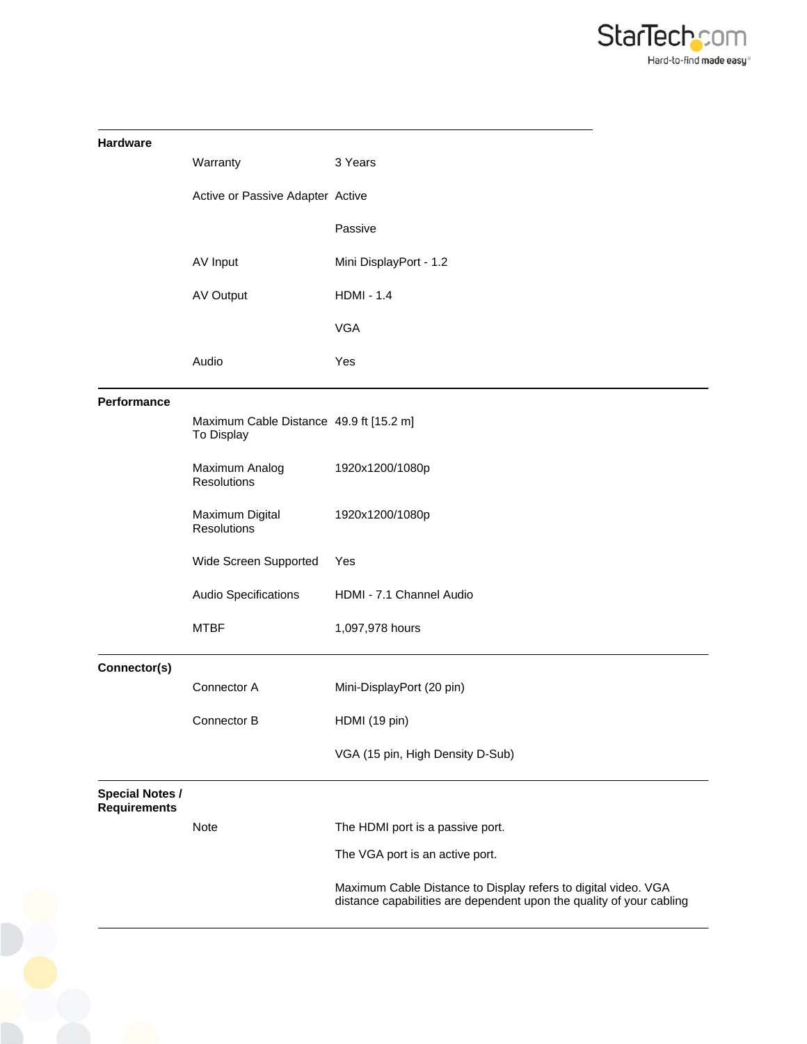## Hardware

| | | |
|---|---|---|
| | Warranty | 3 Years |
| | Active or Passive Adapter | Active |
| | | Passive |
| | AV Input | Mini DisplayPort - 1.2 |
| | AV Output | HDMI - 1.4 |
| | | VGA |
| | Audio | Yes |

## Performance

| | | |
|---|---|---|
| | Maximum Cable Distance To Display | 49.9 ft [15.2 m] |
| | Maximum Analog Resolutions | 1920x1200/1080p |
| | Maximum Digital Resolutions | 1920x1200/1080p |
| | Wide Screen Supported | Yes |
| | Audio Specifications | HDMI - 7.1 Channel Audio |
| | MTBF | 1,097,978 hours |

## Connector(s)

| | | |
|---|---|---|
| | Connector A | Mini-DisplayPort (20 pin) |
| | Connector B | HDMI (19 pin) |
| | | VGA (15 pin, High Density D-Sub) |

## Special Notes / Requirements

| | | |
|---|---|---|
| | Note | The HDMI port is a passive port. |
| | | The VGA port is an active port. |
| | | Maximum Cable Distance to Display refers to digital video. VGA distance capabilities are dependent upon the quality of your cabling |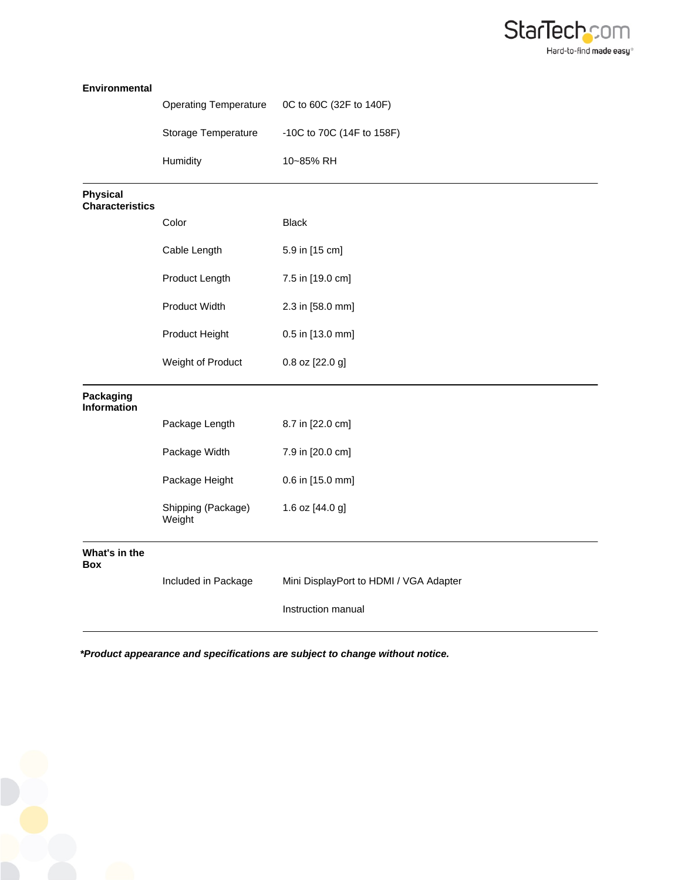| | | |
|---|---|---|
| **Environmental** | Operating Temperature | 0C to 60C (32F to 140F) |
| | Storage Temperature | -10C to 70C (14F to 158F) |
| | Humidity | 10~85% RH |
| **Physical Characteristics** | Color | Black |
| | Cable Length | 5.9 in [15 cm] |
| | Product Length | 7.5 in [19.0 cm] |
| | Product Width | 2.3 in [58.0 mm] |
| | Product Height | 0.5 in [13.0 mm] |
| | Weight of Product | 0.8 oz [22.0 g] |
| **Packaging Information** | Package Length | 8.7 in [22.0 cm] |
| | Package Width | 7.9 in [20.0 cm] |
| | Package Height | 0.6 in [15.0 mm] |
| | Shipping (Package) Weight | 1.6 oz [44.0 g] |
| **What's in the Box** | Included in Package | Mini DisplayPort to HDMI / VGA Adapter |
| | | Instruction manual |

***Product appearance and specifications are subject to change without notice.***